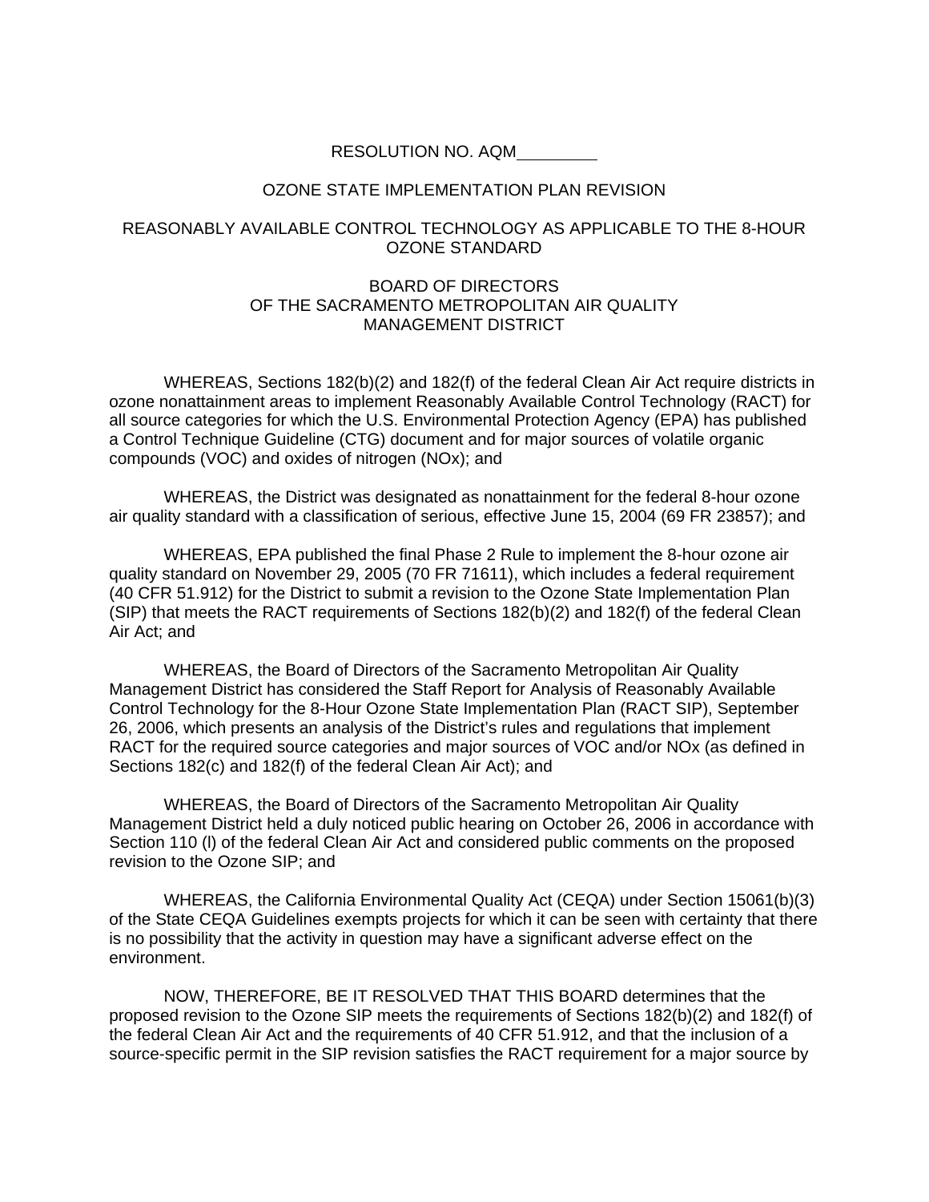RESOLUTION NO. AQM\_\_\_\_\_\_\_\_\_

OZONE STATE IMPLEMENTATION PLAN REVISION

REASONABLY AVAILABLE CONTROL TECHNOLOGY AS APPLICABLE TO THE 8-HOUR OZONE STANDARD

BOARD OF DIRECTORS
OF THE SACRAMENTO METROPOLITAN AIR QUALITY MANAGEMENT DISTRICT

WHEREAS, Sections 182(b)(2) and 182(f) of the federal Clean Air Act require districts in ozone nonattainment areas to implement Reasonably Available Control Technology (RACT) for all source categories for which the U.S. Environmental Protection Agency (EPA) has published a Control Technique Guideline (CTG) document and for major sources of volatile organic compounds (VOC) and oxides of nitrogen (NOx); and

WHEREAS, the District was designated as nonattainment for the federal 8-hour ozone air quality standard with a classification of serious, effective June 15, 2004 (69 FR 23857); and

WHEREAS, EPA published the final Phase 2 Rule to implement the 8-hour ozone air quality standard on November 29, 2005 (70 FR 71611), which includes a federal requirement (40 CFR 51.912) for the District to submit a revision to the Ozone State Implementation Plan (SIP) that meets the RACT requirements of Sections 182(b)(2) and 182(f) of the federal Clean Air Act; and

WHEREAS, the Board of Directors of the Sacramento Metropolitan Air Quality Management District has considered the Staff Report for Analysis of Reasonably Available Control Technology for the 8-Hour Ozone State Implementation Plan (RACT SIP), September 26, 2006, which presents an analysis of the District's rules and regulations that implement RACT for the required source categories and major sources of VOC and/or NOx (as defined in Sections 182(c) and 182(f) of the federal Clean Air Act); and

WHEREAS, the Board of Directors of the Sacramento Metropolitan Air Quality Management District held a duly noticed public hearing on October 26, 2006 in accordance with Section 110 (l) of the federal Clean Air Act and considered public comments on the proposed revision to the Ozone SIP; and

WHEREAS, the California Environmental Quality Act (CEQA) under Section 15061(b)(3) of the State CEQA Guidelines exempts projects for which it can be seen with certainty that there is no possibility that the activity in question may have a significant adverse effect on the environment.

NOW, THEREFORE, BE IT RESOLVED THAT THIS BOARD determines that the proposed revision to the Ozone SIP meets the requirements of Sections 182(b)(2) and 182(f) of the federal Clean Air Act and the requirements of 40 CFR 51.912, and that the inclusion of a source-specific permit in the SIP revision satisfies the RACT requirement for a major source by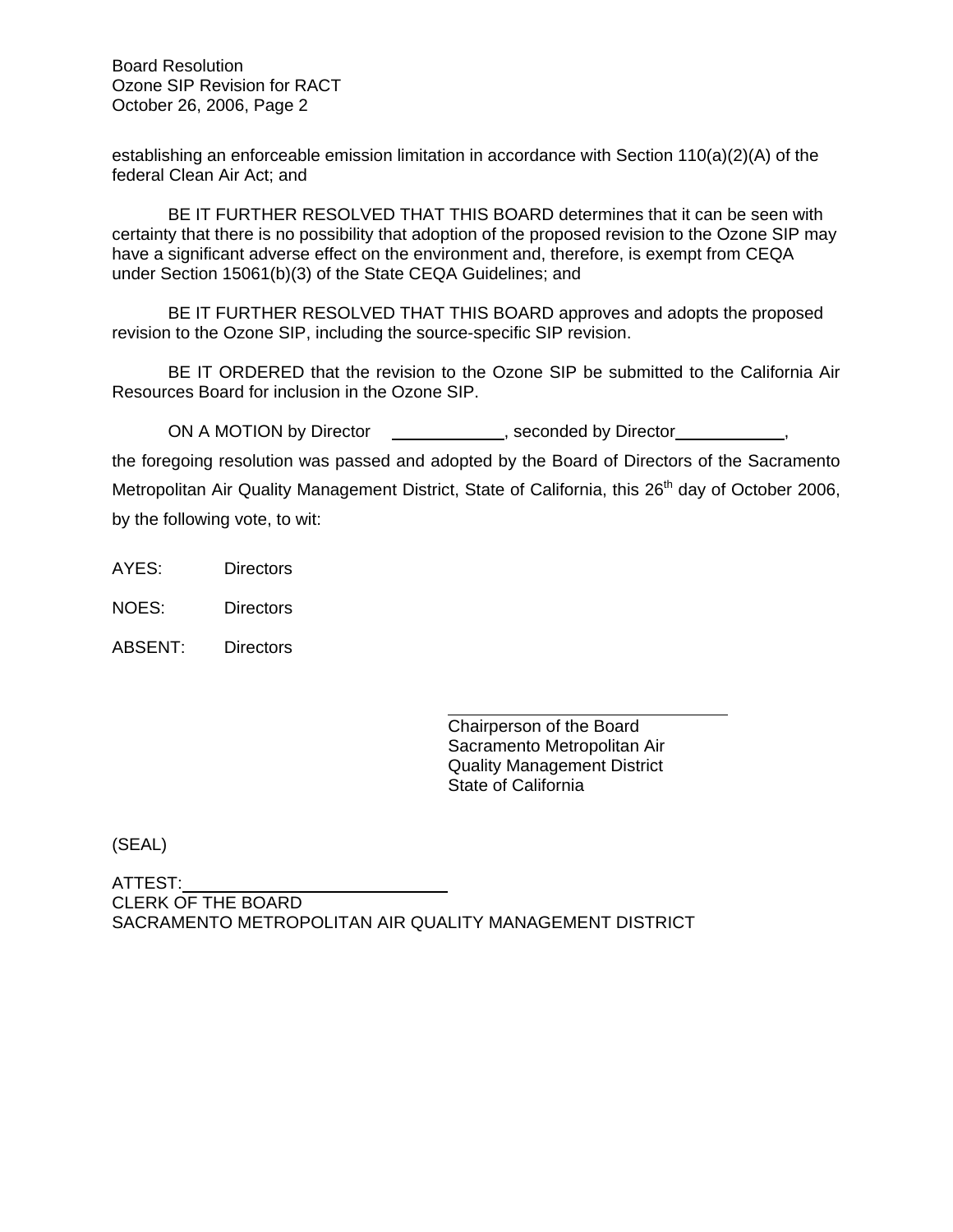establishing an enforceable emission limitation in accordance with Section 110(a)(2)(A) of the federal Clean Air Act; and

BE IT FURTHER RESOLVED THAT THIS BOARD determines that it can be seen with certainty that there is no possibility that adoption of the proposed revision to the Ozone SIP may have a significant adverse effect on the environment and, therefore, is exempt from CEQA under Section 15061(b)(3) of the State CEQA Guidelines; and

BE IT FURTHER RESOLVED THAT THIS BOARD approves and adopts the proposed revision to the Ozone SIP, including the source-specific SIP revision.

BE IT ORDERED that the revision to the Ozone SIP be submitted to the California Air Resources Board for inclusion in the Ozone SIP.

ON A MOTION by Director ____________, seconded by Director ____________, the foregoing resolution was passed and adopted by the Board of Directors of the Sacramento Metropolitan Air Quality Management District, State of California, this 26th day of October 2006, by the following vote, to wit:

AYES: Directors

NOES: Directors

ABSENT: Directors

______________________________
Chairperson of the Board
Sacramento Metropolitan Air
Quality Management District
State of California

(SEAL)

ATTEST: ____________________________
CLERK OF THE BOARD
SACRAMENTO METROPOLITAN AIR QUALITY MANAGEMENT DISTRICT